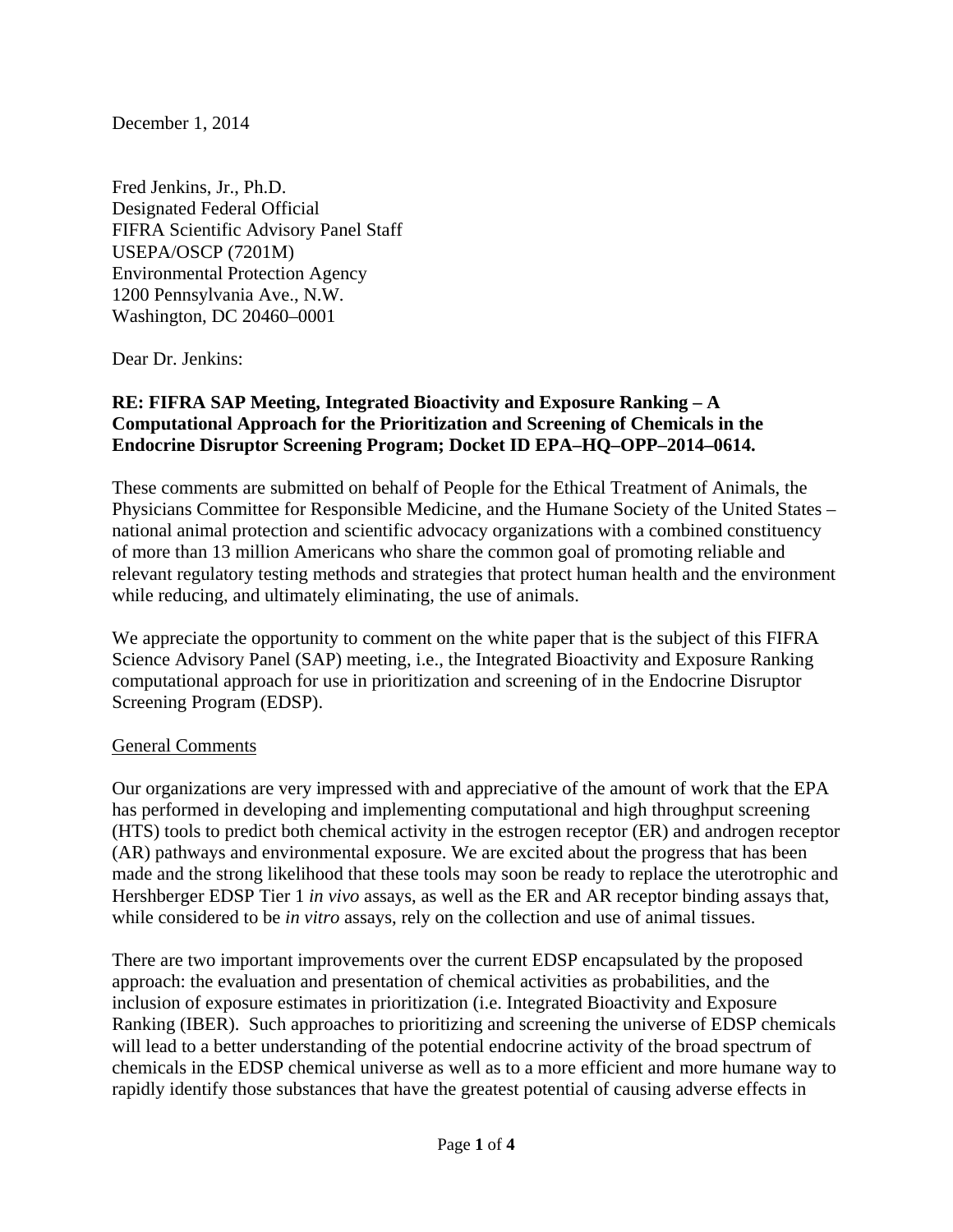December 1, 2014

Fred Jenkins, Jr., Ph.D.
Designated Federal Official
FIFRA Scientific Advisory Panel Staff
USEPA/OSCP (7201M)
Environmental Protection Agency
1200 Pennsylvania Ave., N.W.
Washington, DC 20460–0001

Dear Dr. Jenkins:

**RE: FIFRA SAP Meeting, Integrated Bioactivity and Exposure Ranking – A Computational Approach for the Prioritization and Screening of Chemicals in the Endocrine Disruptor Screening Program; Docket ID EPA–HQ–OPP–2014–0614.**

These comments are submitted on behalf of People for the Ethical Treatment of Animals, the Physicians Committee for Responsible Medicine, and the Humane Society of the United States – national animal protection and scientific advocacy organizations with a combined constituency of more than 13 million Americans who share the common goal of promoting reliable and relevant regulatory testing methods and strategies that protect human health and the environment while reducing, and ultimately eliminating, the use of animals.

We appreciate the opportunity to comment on the white paper that is the subject of this FIFRA Science Advisory Panel (SAP) meeting, i.e., the Integrated Bioactivity and Exposure Ranking computational approach for use in prioritization and screening of in the Endocrine Disruptor Screening Program (EDSP).

General Comments

Our organizations are very impressed with and appreciative of the amount of work that the EPA has performed in developing and implementing computational and high throughput screening (HTS) tools to predict both chemical activity in the estrogen receptor (ER) and androgen receptor (AR) pathways and environmental exposure. We are excited about the progress that has been made and the strong likelihood that these tools may soon be ready to replace the uterotrophic and Hershberger EDSP Tier 1 *in vivo* assays, as well as the ER and AR receptor binding assays that, while considered to be *in vitro* assays, rely on the collection and use of animal tissues.

There are two important improvements over the current EDSP encapsulated by the proposed approach: the evaluation and presentation of chemical activities as probabilities, and the inclusion of exposure estimates in prioritization (i.e. Integrated Bioactivity and Exposure Ranking (IBER). Such approaches to prioritizing and screening the universe of EDSP chemicals will lead to a better understanding of the potential endocrine activity of the broad spectrum of chemicals in the EDSP chemical universe as well as to a more efficient and more humane way to rapidly identify those substances that have the greatest potential of causing adverse effects in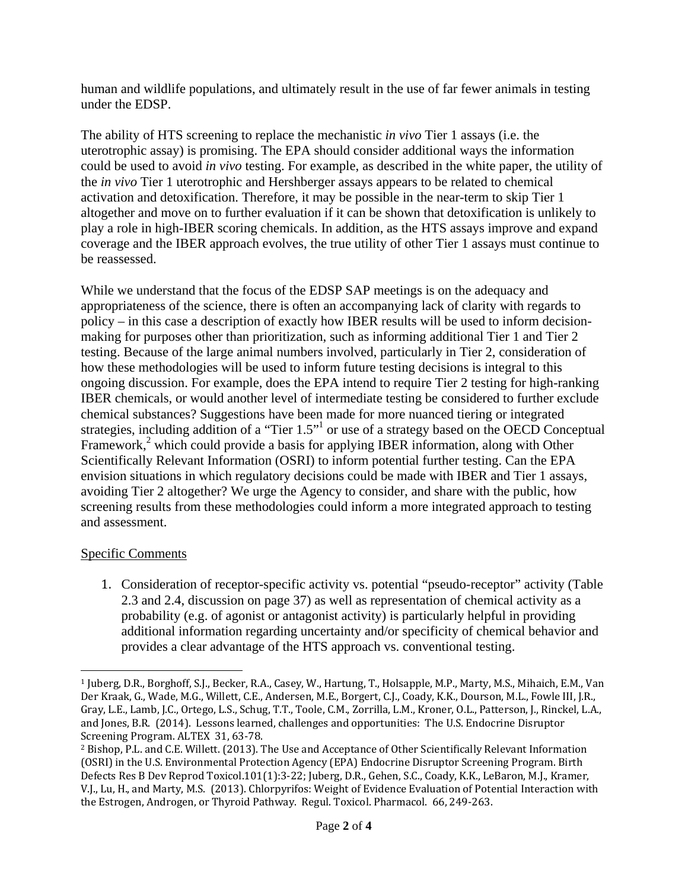human and wildlife populations, and ultimately result in the use of far fewer animals in testing under the EDSP.

The ability of HTS screening to replace the mechanistic *in vivo* Tier 1 assays (i.e. the uterotrophic assay) is promising. The EPA should consider additional ways the information could be used to avoid *in vivo* testing. For example, as described in the white paper, the utility of the *in vivo* Tier 1 uterotrophic and Hershberger assays appears to be related to chemical activation and detoxification. Therefore, it may be possible in the near-term to skip Tier 1 altogether and move on to further evaluation if it can be shown that detoxification is unlikely to play a role in high-IBER scoring chemicals. In addition, as the HTS assays improve and expand coverage and the IBER approach evolves, the true utility of other Tier 1 assays must continue to be reassessed.

While we understand that the focus of the EDSP SAP meetings is on the adequacy and appropriateness of the science, there is often an accompanying lack of clarity with regards to policy – in this case a description of exactly how IBER results will be used to inform decision-making for purposes other than prioritization, such as informing additional Tier 1 and Tier 2 testing. Because of the large animal numbers involved, particularly in Tier 2, consideration of how these methodologies will be used to inform future testing decisions is integral to this ongoing discussion. For example, does the EPA intend to require Tier 2 testing for high-ranking IBER chemicals, or would another level of intermediate testing be considered to further exclude chemical substances? Suggestions have been made for more nuanced tiering or integrated strategies, including addition of a "Tier 1.5"[1] or use of a strategy based on the OECD Conceptual Framework,[2] which could provide a basis for applying IBER information, along with Other Scientifically Relevant Information (OSRI) to inform potential further testing. Can the EPA envision situations in which regulatory decisions could be made with IBER and Tier 1 assays, avoiding Tier 2 altogether? We urge the Agency to consider, and share with the public, how screening results from these methodologies could inform a more integrated approach to testing and assessment.

Specific Comments

1. Consideration of receptor-specific activity vs. potential "pseudo-receptor" activity (Table 2.3 and 2.4, discussion on page 37) as well as representation of chemical activity as a probability (e.g. of agonist or antagonist activity) is particularly helpful in providing additional information regarding uncertainty and/or specificity of chemical behavior and provides a clear advantage of the HTS approach vs. conventional testing.

---

[1] Juberg, D.R., Borghoff, S.J., Becker, R.A., Casey, W., Hartung, T., Holsapple, M.P., Marty, M.S., Mihaich, E.M., Van Der Kraak, G., Wade, M.G., Willett, C.E., Andersen, M.E., Borgert, C.J., Coady, K.K., Dourson, M.L., Fowle III, J.R., Gray, L.E., Lamb, J.C., Ortego, L.S., Schug, T.T., Toole, C.M., Zorrilla, L.M., Kroner, O.L., Patterson, J., Rinckel, L.A., and Jones, B.R. (2014). Lessons learned, challenges and opportunities: The U.S. Endocrine Disruptor Screening Program. ALTEX 31, 63-78.

[2] Bishop, P.L. and C.E. Willett. (2013). The Use and Acceptance of Other Scientifically Relevant Information (OSRI) in the U.S. Environmental Protection Agency (EPA) Endocrine Disruptor Screening Program. Birth Defects Res B Dev Reprod Toxicol.101(1):3-22; Juberg, D.R., Gehen, S.C., Coady, K.K., LeBaron, M.J., Kramer, V.J., Lu, H., and Marty, M.S. (2013). Chlorpyrifos: Weight of Evidence Evaluation of Potential Interaction with the Estrogen, Androgen, or Thyroid Pathway. Regul. Toxicol. Pharmacol. 66, 249-263.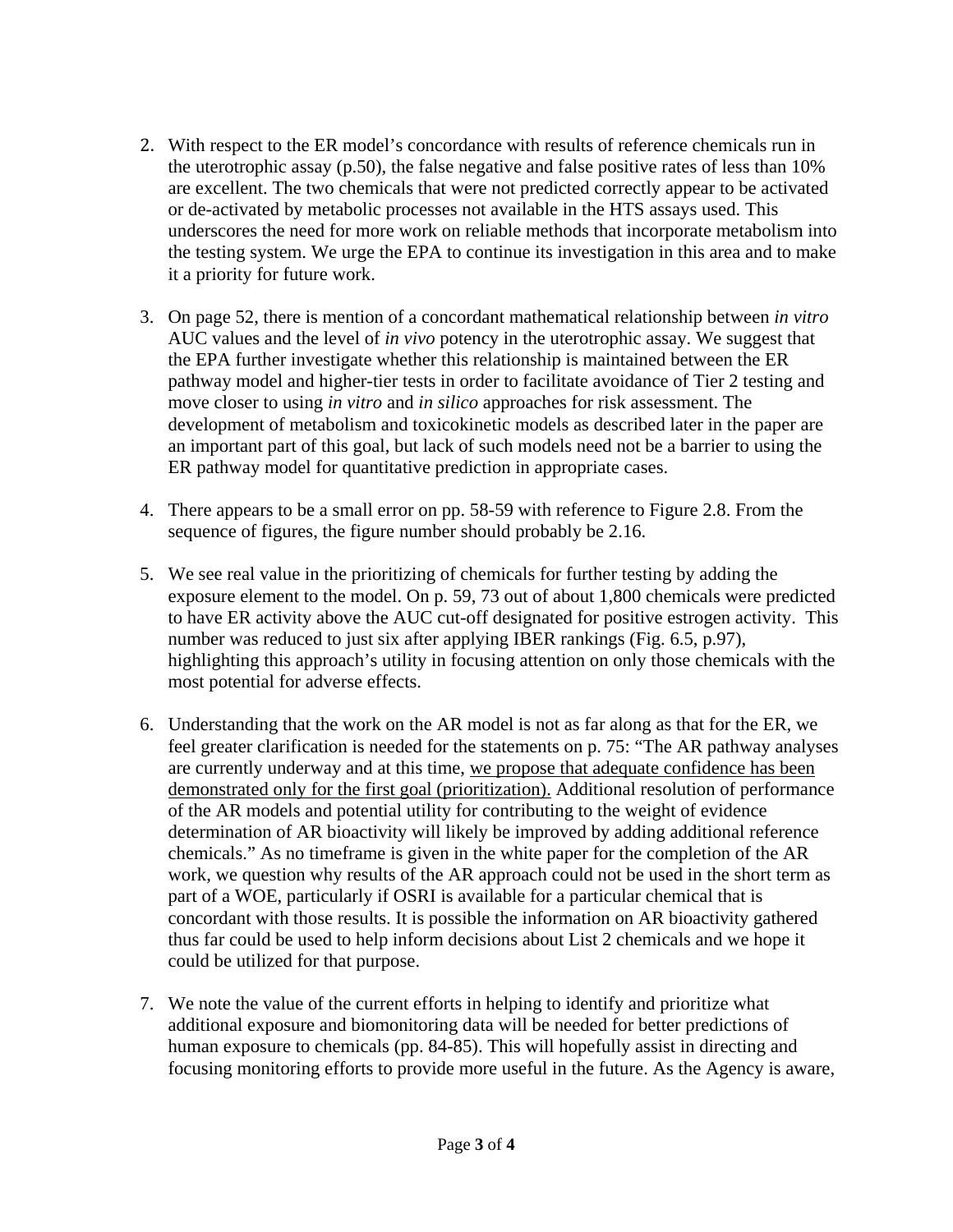2. With respect to the ER model's concordance with results of reference chemicals run in the uterotrophic assay (p.50), the false negative and false positive rates of less than 10% are excellent. The two chemicals that were not predicted correctly appear to be activated or de-activated by metabolic processes not available in the HTS assays used. This underscores the need for more work on reliable methods that incorporate metabolism into the testing system. We urge the EPA to continue its investigation in this area and to make it a priority for future work.

3. On page 52, there is mention of a concordant mathematical relationship between *in vitro* AUC values and the level of *in vivo* potency in the uterotrophic assay. We suggest that the EPA further investigate whether this relationship is maintained between the ER pathway model and higher-tier tests in order to facilitate avoidance of Tier 2 testing and move closer to using *in vitro* and *in silico* approaches for risk assessment. The development of metabolism and toxicokinetic models as described later in the paper are an important part of this goal, but lack of such models need not be a barrier to using the ER pathway model for quantitative prediction in appropriate cases.

4. There appears to be a small error on pp. 58-59 with reference to Figure 2.8. From the sequence of figures, the figure number should probably be 2.16.

5. We see real value in the prioritizing of chemicals for further testing by adding the exposure element to the model. On p. 59, 73 out of about 1,800 chemicals were predicted to have ER activity above the AUC cut-off designated for positive estrogen activity. This number was reduced to just six after applying IBER rankings (Fig. 6.5, p.97), highlighting this approach's utility in focusing attention on only those chemicals with the most potential for adverse effects.

6. Understanding that the work on the AR model is not as far along as that for the ER, we feel greater clarification is needed for the statements on p. 75: "The AR pathway analyses are currently underway and at this time, <u>we propose that adequate confidence has been demonstrated only for the first goal (prioritization).</u> Additional resolution of performance of the AR models and potential utility for contributing to the weight of evidence determination of AR bioactivity will likely be improved by adding additional reference chemicals." As no timeframe is given in the white paper for the completion of the AR work, we question why results of the AR approach could not be used in the short term as part of a WOE, particularly if OSRI is available for a particular chemical that is concordant with those results. It is possible the information on AR bioactivity gathered thus far could be used to help inform decisions about List 2 chemicals and we hope it could be utilized for that purpose.

7. We note the value of the current efforts in helping to identify and prioritize what additional exposure and biomonitoring data will be needed for better predictions of human exposure to chemicals (pp. 84-85). This will hopefully assist in directing and focusing monitoring efforts to provide more useful in the future. As the Agency is aware,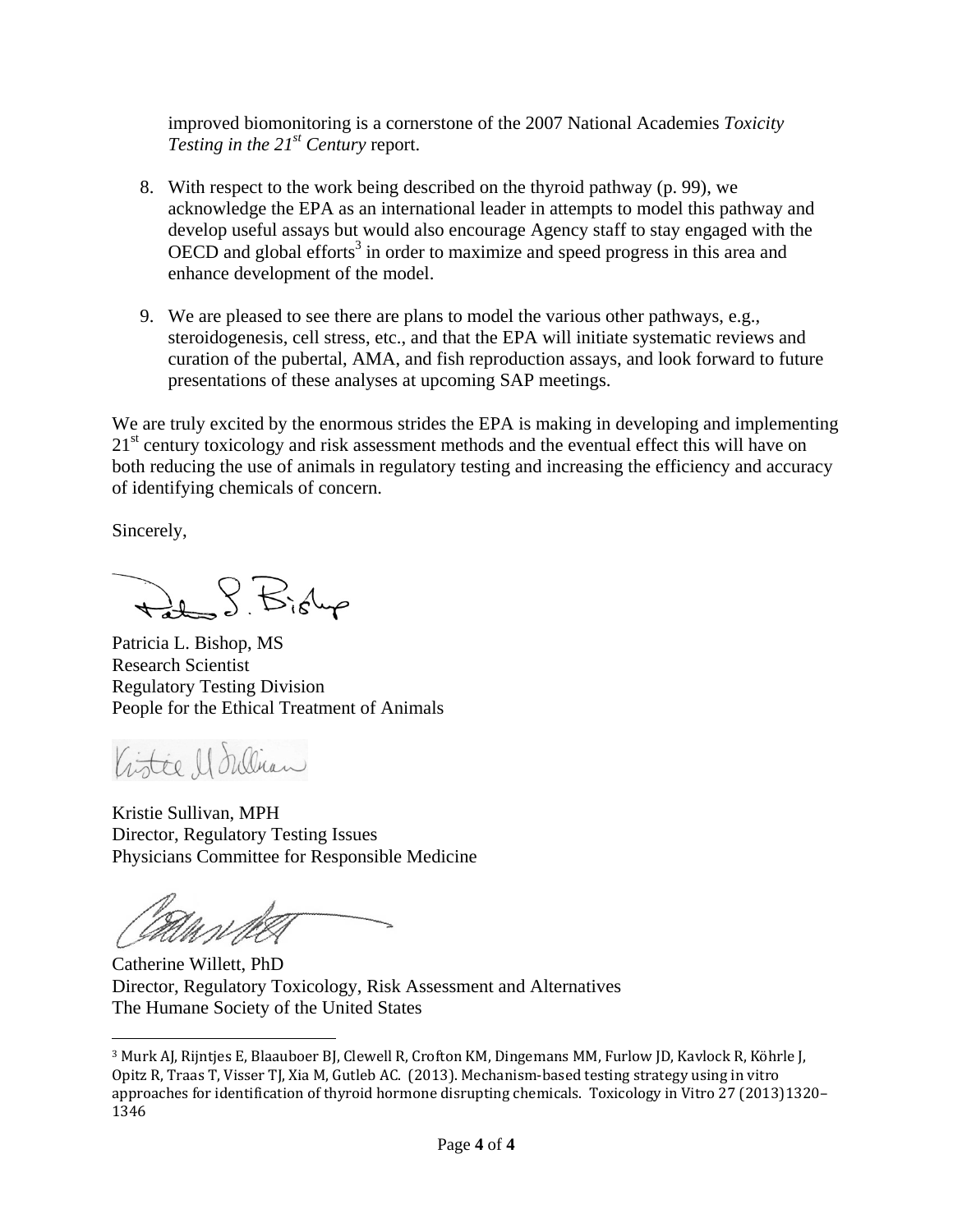improved biomonitoring is a cornerstone of the 2007 National Academies *Toxicity Testing in the 21st Century* report.

8. With respect to the work being described on the thyroid pathway (p. 99), we acknowledge the EPA as an international leader in attempts to model this pathway and develop useful assays but would also encourage Agency staff to stay engaged with the OECD and global efforts[3] in order to maximize and speed progress in this area and enhance development of the model.

9. We are pleased to see there are plans to model the various other pathways, e.g., steroidogenesis, cell stress, etc., and that the EPA will initiate systematic reviews and curation of the pubertal, AMA, and fish reproduction assays, and look forward to future presentations of these analyses at upcoming SAP meetings.

We are truly excited by the enormous strides the EPA is making in developing and implementing 21st century toxicology and risk assessment methods and the eventual effect this will have on both reducing the use of animals in regulatory testing and increasing the efficiency and accuracy of identifying chemicals of concern.

Sincerely,

Patricia L. Bishop, MS
Research Scientist
Regulatory Testing Division
People for the Ethical Treatment of Animals

Kristie Sullivan, MPH
Director, Regulatory Testing Issues
Physicians Committee for Responsible Medicine

Catherine Willett, PhD
Director, Regulatory Toxicology, Risk Assessment and Alternatives
The Humane Society of the United States

---

[3] Murk AJ, Rijntjes E, Blaauboer BJ, Clewell R, Crofton KM, Dingemans MM, Furlow JD, Kavlock R, Köhrle J, Opitz R, Traas T, Visser TJ, Xia M, Gutleb AC. (2013). Mechanism-based testing strategy using in vitro approaches for identification of thyroid hormone disrupting chemicals. Toxicology in Vitro 27 (2013)1320–1346